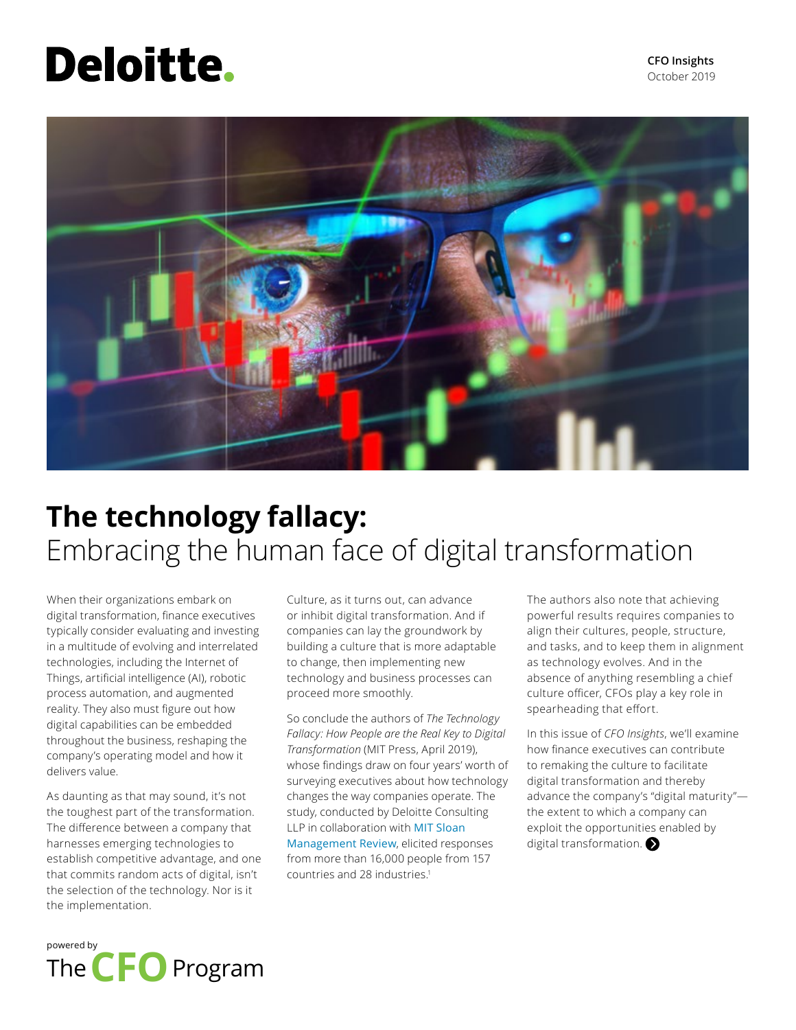Deloitte.

**CFO Insights**
October 2019

# The technology fallacy:
## Embracing the human face of digital transformation

When their organizations embark on digital transformation, finance executives typically consider evaluating and investing in a multitude of evolving and interrelated technologies, including the Internet of Things, artificial intelligence (AI), robotic process automation, and augmented reality. They also must figure out how digital capabilities can be embedded throughout the business, reshaping the company's operating model and how it delivers value.

As daunting as that may sound, it's not the toughest part of the transformation. The difference between a company that harnesses emerging technologies to establish competitive advantage, and one that commits random acts of digital, isn't the selection of the technology. Nor is it the implementation.

Culture, as it turns out, can advance or inhibit digital transformation. And if companies can lay the groundwork by building a culture that is more adaptable to change, then implementing new technology and business processes can proceed more smoothly.

So conclude the authors of *The Technology Fallacy: How People are the Real Key to Digital Transformation* (MIT Press, April 2019), whose findings draw on four years' worth of surveying executives about how technology changes the way companies operate. The study, conducted by Deloitte Consulting LLP in collaboration with MIT Sloan Management Review, elicited responses from more than 16,000 people from 157 countries and 28 industries.[1]

The authors also note that achieving powerful results requires companies to align their cultures, people, structure, and tasks, and to keep them in alignment as technology evolves. And in the absence of anything resembling a chief culture officer, CFOs play a key role in spearheading that effort.

In this issue of *CFO Insights*, we'll examine how finance executives can contribute to remaking the culture to facilitate digital transformation and thereby advance the company's "digital maturity"—the extent to which a company can exploit the opportunities enabled by digital transformation.

powered by
The CFO Program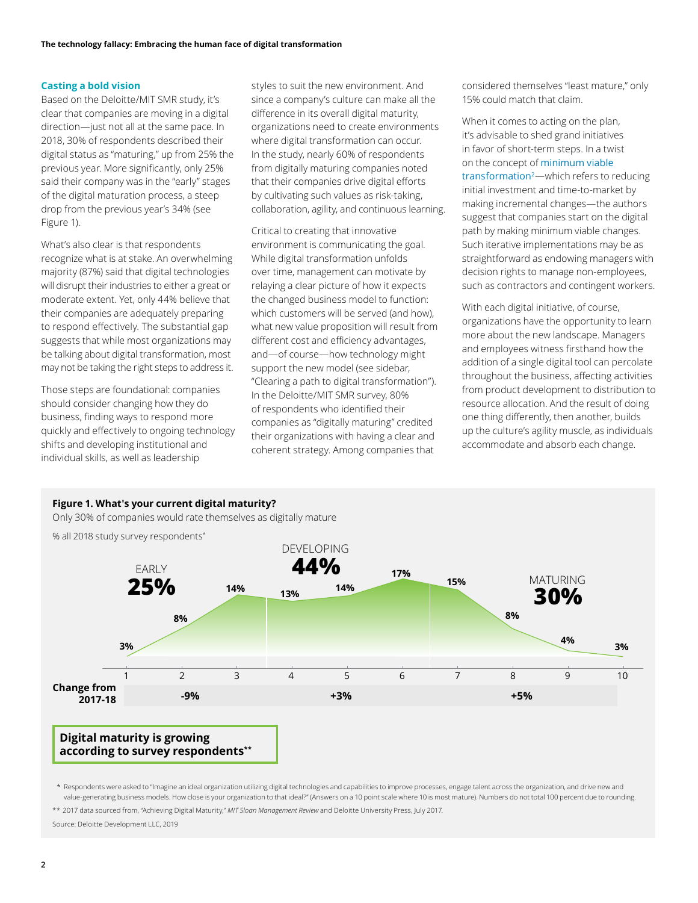## Casting a bold vision

Based on the Deloitte/MIT SMR study, it's clear that companies are moving in a digital direction—just not all at the same pace. In 2018, 30% of respondents described their digital status as "maturing," up from 25% the previous year. More significantly, only 25% said their company was in the "early" stages of the digital maturation process, a steep drop from the previous year's 34% (see Figure 1).

What's also clear is that respondents recognize what is at stake. An overwhelming majority (87%) said that digital technologies will disrupt their industries to either a great or moderate extent. Yet, only 44% believe that their companies are adequately preparing to respond effectively. The substantial gap suggests that while most organizations may be talking about digital transformation, most may not be taking the right steps to address it.

Those steps are foundational: companies should consider changing how they do business, finding ways to respond more quickly and effectively to ongoing technology shifts and developing institutional and individual skills, as well as leadership styles to suit the new environment. And since a company's culture can make all the difference in its overall digital maturity, organizations need to create environments where digital transformation can occur. In the study, nearly 60% of respondents from digitally maturing companies noted that their companies drive digital efforts by cultivating such values as risk-taking, collaboration, agility, and continuous learning.

Critical to creating that innovative environment is communicating the goal. While digital transformation unfolds over time, management can motivate by relaying a clear picture of how it expects the changed business model to function: which customers will be served (and how), what new value proposition will result from different cost and efficiency advantages, and—of course—how technology might support the new model (see sidebar, "Clearing a path to digital transformation"). In the Deloitte/MIT SMR survey, 80% of respondents who identified their companies as "digitally maturing" credited their organizations with having a clear and coherent strategy. Among companies that considered themselves "least mature," only 15% could match that claim.

When it comes to acting on the plan, it's advisable to shed grand initiatives in favor of short-term steps. In a twist on the concept of minimum viable transformation[2]—which refers to reducing initial investment and time-to-market by making incremental changes—the authors suggest that companies start on the digital path by making minimum viable changes. Such iterative implementations may be as straightforward as endowing managers with decision rights to manage non-employees, such as contractors and contingent workers.

With each digital initiative, of course, organizations have the opportunity to learn more about the new landscape. Managers and employees witness firsthand how the addition of a single digital tool can percolate throughout the business, affecting activities from product development to distribution to resource allocation. And the result of doing one thing differently, then another, builds up the culture's agility muscle, as individuals accommodate and absorb each change.

**Figure 1. What's your current digital maturity?**

Only 30% of companies would rate themselves as digitally mature

% all 2018 study survey respondents*

| Stage | EARLY 25% | | | DEVELOPING 44% | | | | MATURING 30% | | |
|---|---|---|---|---|---|---|---|---|---|---|
| Scale | 1 | 2 | 3 | 4 | 5 | 6 | 7 | 8 | 9 | 10 |
| % respondents | 3% | 8% | 14% | 13% | 14% | 17% | 15% | 8% | 4% | 3% |
| Change from 2017-18 | -9% | | | +3% | | | | +5% | | |

**Digital maturity is growing according to survey respondents****

\* Respondents were asked to "Imagine an ideal organization utilizing digital technologies and capabilities to improve processes, engage talent across the organization, and drive new and value-generating business models. How close is your organization to that ideal?" (Answers on a 10 point scale where 10 is most mature). Numbers do not total 100 percent due to rounding.

** 2017 data sourced from, "Achieving Digital Maturity," *MIT Sloan Management Review* and Deloitte University Press, July 2017.

Source: Deloitte Development LLC, 2019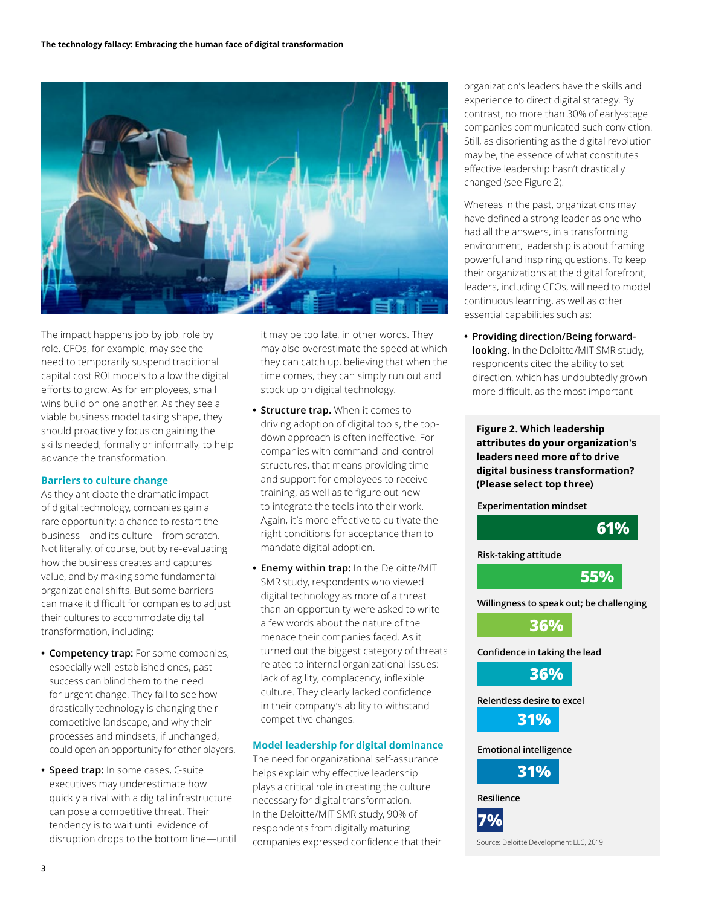The impact happens job by job, role by role. CFOs, for example, may see the need to temporarily suspend traditional capital cost ROI models to allow the digital efforts to grow. As for employees, small wins build on one another. As they see a viable business model taking shape, they should proactively focus on gaining the skills needed, formally or informally, to help advance the transformation.

### Barriers to culture change

As they anticipate the dramatic impact of digital technology, companies gain a rare opportunity: a chance to restart the business—and its culture—from scratch. Not literally, of course, but by re-evaluating how the business creates and captures value, and by making some fundamental organizational shifts. But some barriers can make it difficult for companies to adjust their cultures to accommodate digital transformation, including:

- **Competency trap:** For some companies, especially well-established ones, past success can blind them to the need for urgent change. They fail to see how drastically technology is changing their competitive landscape, and why their processes and mindsets, if unchanged, could open an opportunity for other players.
- **Speed trap:** In some cases, C-suite executives may underestimate how quickly a rival with a digital infrastructure can pose a competitive threat. Their tendency is to wait until evidence of disruption drops to the bottom line—until it may be too late, in other words. They may also overestimate the speed at which they can catch up, believing that when the time comes, they can simply run out and stock up on digital technology.
- **Structure trap.** When it comes to driving adoption of digital tools, the top-down approach is often ineffective. For companies with command-and-control structures, that means providing time and support for employees to receive training, as well as to figure out how to integrate the tools into their work. Again, it's more effective to cultivate the right conditions for acceptance than to mandate digital adoption.
- **Enemy within trap:** In the Deloitte/MIT SMR study, respondents who viewed digital technology as more of a threat than an opportunity were asked to write a few words about the nature of the menace their companies faced. As it turned out the biggest category of threats related to internal organizational issues: lack of agility, complacency, inflexible culture. They clearly lacked confidence in their company's ability to withstand competitive changes.

### Model leadership for digital dominance

The need for organizational self-assurance helps explain why effective leadership plays a critical role in creating the culture necessary for digital transformation. In the Deloitte/MIT SMR study, 90% of respondents from digitally maturing companies expressed confidence that their organization's leaders have the skills and experience to direct digital strategy. By contrast, no more than 30% of early-stage companies communicated such conviction. Still, as disorienting as the digital revolution may be, the essence of what constitutes effective leadership hasn't drastically changed (see Figure 2).

Whereas in the past, organizations may have defined a strong leader as one who had all the answers, in a transforming environment, leadership is about framing powerful and inspiring questions. To keep their organizations at the digital forefront, leaders, including CFOs, will need to model continuous learning, as well as other essential capabilities such as:

- **Providing direction/Being forward-looking.** In the Deloitte/MIT SMR study, respondents cited the ability to set direction, which has undoubtedly grown more difficult, as the most important

**Figure 2. Which leadership attributes do your organization's leaders need more of to drive digital business transformation? (Please select top three)**

| Attribute | Percentage |
|---|---|
| Experimentation mindset | 61% |
| Risk-taking attitude | 55% |
| Willingness to speak out; be challenging | 36% |
| Confidence in taking the lead | 36% |
| Relentless desire to excel | 31% |
| Emotional intelligence | 31% |
| Resilience | 7% |

Source: Deloitte Development LLC, 2019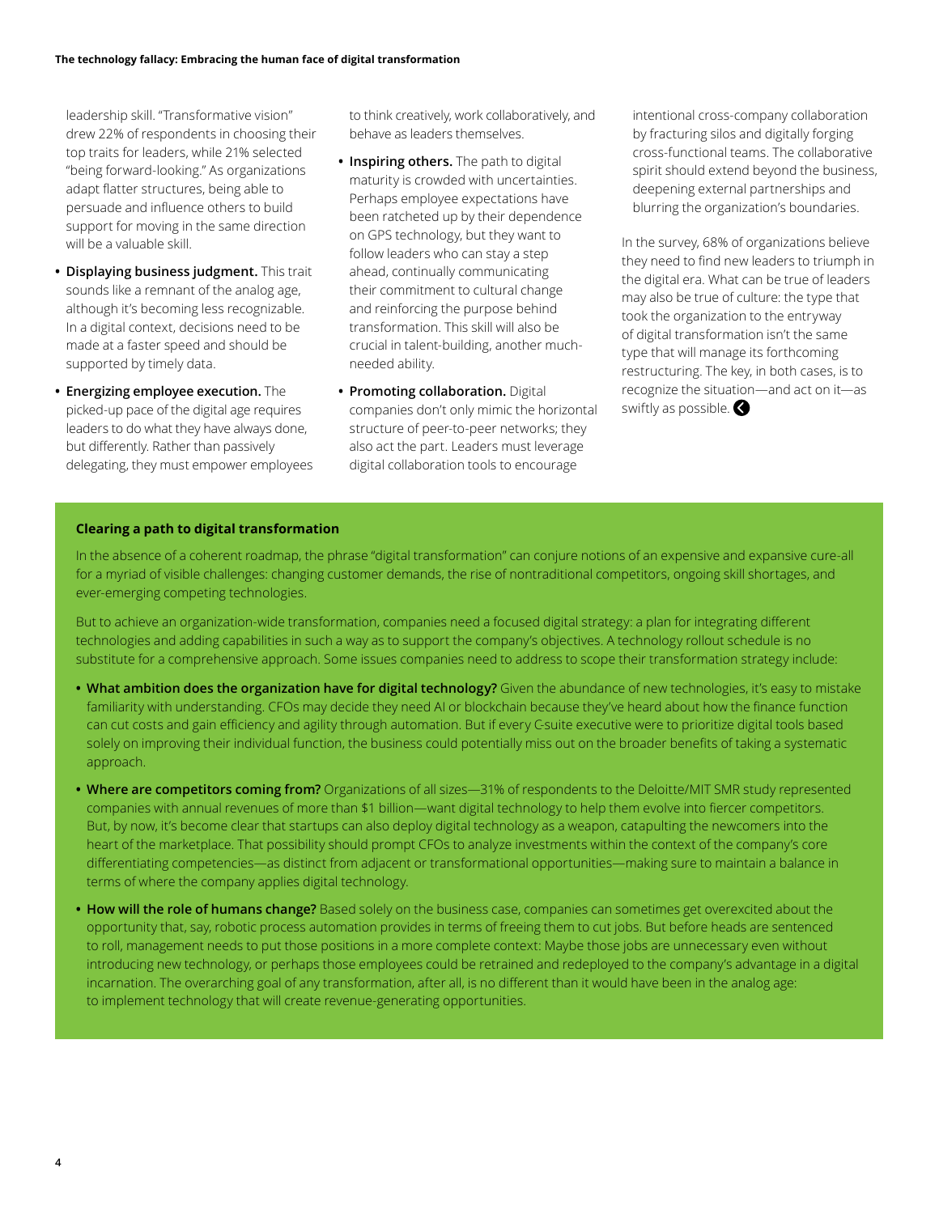leadership skill. "Transformative vision" drew 22% of respondents in choosing their top traits for leaders, while 21% selected "being forward-looking." As organizations adapt flatter structures, being able to persuade and influence others to build support for moving in the same direction will be a valuable skill.

- **Displaying business judgment.** This trait sounds like a remnant of the analog age, although it's becoming less recognizable. In a digital context, decisions need to be made at a faster speed and should be supported by timely data.
- **Energizing employee execution.** The picked-up pace of the digital age requires leaders to do what they have always done, but differently. Rather than passively delegating, they must empower employees to think creatively, work collaboratively, and behave as leaders themselves.
- **Inspiring others.** The path to digital maturity is crowded with uncertainties. Perhaps employee expectations have been ratcheted up by their dependence on GPS technology, but they want to follow leaders who can stay a step ahead, continually communicating their commitment to cultural change and reinforcing the purpose behind transformation. This skill will also be crucial in talent-building, another much-needed ability.
- **Promoting collaboration.** Digital companies don't only mimic the horizontal structure of peer-to-peer networks; they also act the part. Leaders must leverage digital collaboration tools to encourage intentional cross-company collaboration by fracturing silos and digitally forging cross-functional teams. The collaborative spirit should extend beyond the business, deepening external partnerships and blurring the organization's boundaries.

In the survey, 68% of organizations believe they need to find new leaders to triumph in the digital era. What can be true of leaders may also be true of culture: the type that took the organization to the entryway of digital transformation isn't the same type that will manage its forthcoming restructuring. The key, in both cases, is to recognize the situation—and act on it—as swiftly as possible.

**Clearing a path to digital transformation**

In the absence of a coherent roadmap, the phrase "digital transformation" can conjure notions of an expensive and expansive cure-all for a myriad of visible challenges: changing customer demands, the rise of nontraditional competitors, ongoing skill shortages, and ever-emerging competing technologies.

But to achieve an organization-wide transformation, companies need a focused digital strategy: a plan for integrating different technologies and adding capabilities in such a way as to support the company's objectives. A technology rollout schedule is no substitute for a comprehensive approach. Some issues companies need to address to scope their transformation strategy include:

- **What ambition does the organization have for digital technology?** Given the abundance of new technologies, it's easy to mistake familiarity with understanding. CFOs may decide they need AI or blockchain because they've heard about how the finance function can cut costs and gain efficiency and agility through automation. But if every C-suite executive were to prioritize digital tools based solely on improving their individual function, the business could potentially miss out on the broader benefits of taking a systematic approach.
- **Where are competitors coming from?** Organizations of all sizes—31% of respondents to the Deloitte/MIT SMR study represented companies with annual revenues of more than $1 billion—want digital technology to help them evolve into fiercer competitors. But, by now, it's become clear that startups can also deploy digital technology as a weapon, catapulting the newcomers into the heart of the marketplace. That possibility should prompt CFOs to analyze investments within the context of the company's core differentiating competencies—as distinct from adjacent or transformational opportunities—making sure to maintain a balance in terms of where the company applies digital technology.
- **How will the role of humans change?** Based solely on the business case, companies can sometimes get overexcited about the opportunity that, say, robotic process automation provides in terms of freeing them to cut jobs. But before heads are sentenced to roll, management needs to put those positions in a more complete context: Maybe those jobs are unnecessary even without introducing new technology, or perhaps those employees could be retrained and redeployed to the company's advantage in a digital incarnation. The overarching goal of any transformation, after all, is no different than it would have been in the analog age: to implement technology that will create revenue-generating opportunities.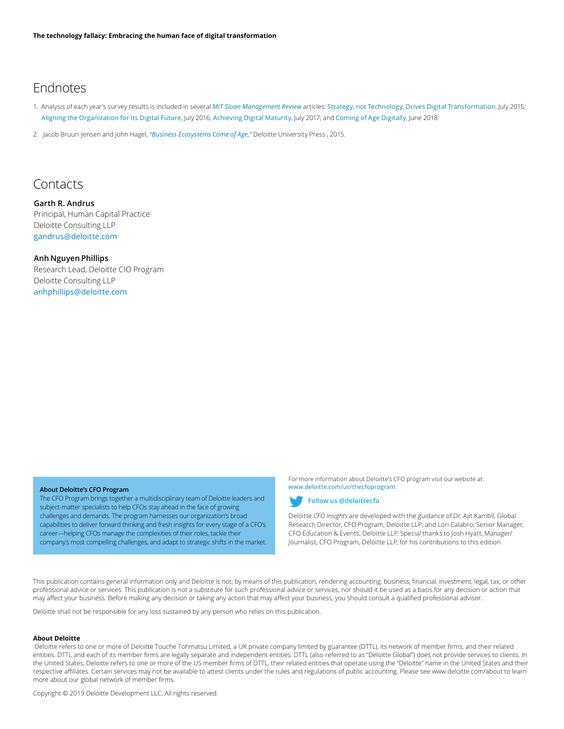## Endnotes

1. Analysis of each year's survey results is included in several *MIT Sloan Management Review* articles: Strategy, not Technology, Drives Digital Transformation, July 2015; Aligning the Organization for Its Digital Future, July 2016; Achieving Digital Maturity, July 2017; and Coming of Age Digitally, June 2018.
2. Jacob Bruun-Jensen and John Hagel, *"Business Ecosystems Come of Age,"* Deloitte University Press , 2015.

## Contacts

**Garth R. Andrus**
Principal, Human Capital Practice
Deloitte Consulting LLP
gandrus@deloitte.com

**Anh Nguyen Phillips**
Research Lead, Deloitte CIO Program
Deloitte Consulting LLP
anhphillips@deloitte.com

**About Deloitte's CFO Program**
The CFO Program brings together a multidisciplinary team of Deloitte leaders and subject-matter specialists to help CFOs stay ahead in the face of growing challenges and demands. The program harnesses our organization's broad capabilities to deliver forward thinking and fresh insights for every stage of a CFO's career—helping CFOs manage the complexities of their roles, tackle their company's most compelling challenges, and adapt to strategic shifts in the market.

For more information about Deloitte's CFO program visit our website at: www.deloitte.com/us/thecfoprogram.

**Follow us @deloittecfo**

Deloitte *CFO Insights* are developed with the guidance of Dr. Ajit Kambil, Global Research Director, CFO Program, Deloitte LLP; and Lori Calabro, Senior Manager, CFO Education & Events, Deloitte LLP. Special thanks to Josh Hyatt, Manager/Journalist, CFO Program, Deloitte LLP, for his contributions to this edition.

This publication contains general information only and Deloitte is not, by means of this publication, rendering accounting, business, financial, investment, legal, tax, or other professional advice or services. This publication is not a substitute for such professional advice or services, nor should it be used as a basis for any decision or action that may affect your business. Before making any decision or taking any action that may affect your business, you should consult a qualified professional advisor.

Deloitte shall not be responsible for any loss sustained by any person who relies on this publication.

**About Deloitte**
Deloitte refers to one or more of Deloitte Touche Tohmatsu Limited, a UK private company limited by guarantee (DTTL), its network of member firms, and their related entities. DTTL and each of its member firms are legally separate and independent entities. DTTL (also referred to as "Deloitte Global") does not provide services to clients. In the United States, Deloitte refers to one or more of the US member firms of DTTL, their related entities that operate using the "Deloitte" name in the United States and their respective affiliates. Certain services may not be available to attest clients under the rules and regulations of public accounting. Please see www.deloitte.com/about to learn more about our global network of member firms.

Copyright © 2019 Deloitte Development LLC. All rights reserved.